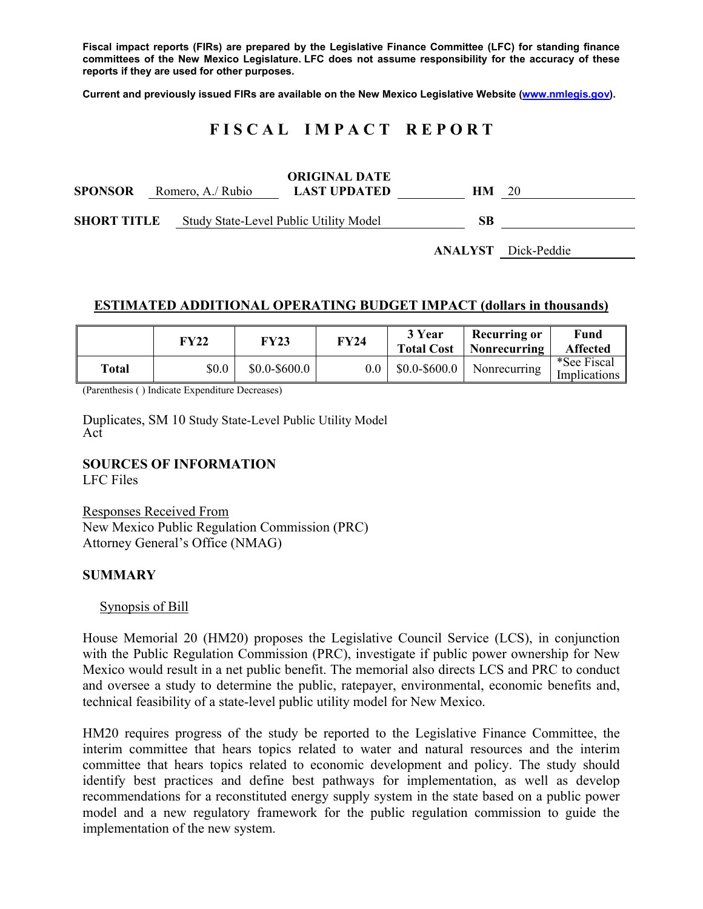**Fiscal impact reports (FIRs) are prepared by the Legislative Finance Committee (LFC) for standing finance committees of the New Mexico Legislature. LFC does not assume responsibility for the accuracy of these reports if they are used for other purposes.**

**Current and previously issued FIRs are available on the New Mexico Legislative Website (www.nmlegis.gov).**

# F I S C A L   I M P A C T   R E P O R T

**SPONSOR** Romero, A./ Rubio  **ORIGINAL DATE / LAST UPDATED**  **HM** 20

**SHORT TITLE** Study State-Level Public Utility Model  **SB**

**ANALYST** Dick-Peddie

## ESTIMATED ADDITIONAL OPERATING BUDGET IMPACT (dollars in thousands)

| | FY22 | FY23 | FY24 | 3 Year Total Cost | Recurring or Nonrecurring | Fund Affected |
|---|---|---|---|---|---|---|
| **Total** | $0.0 | $0.0-$600.0 | 0.0 | $0.0-$600.0 | Nonrecurring | *See Fiscal Implications |

(Parenthesis ( ) Indicate Expenditure Decreases)

Duplicates, SM 10 Study State-Level Public Utility Model Act

**SOURCES OF INFORMATION**
LFC Files

Responses Received From
New Mexico Public Regulation Commission (PRC)
Attorney General's Office (NMAG)

**SUMMARY**

Synopsis of Bill

House Memorial 20 (HM20) proposes the Legislative Council Service (LCS), in conjunction with the Public Regulation Commission (PRC), investigate if public power ownership for New Mexico would result in a net public benefit. The memorial also directs LCS and PRC to conduct and oversee a study to determine the public, ratepayer, environmental, economic benefits and, technical feasibility of a state-level public utility model for New Mexico.

HM20 requires progress of the study be reported to the Legislative Finance Committee, the interim committee that hears topics related to water and natural resources and the interim committee that hears topics related to economic development and policy. The study should identify best practices and define best pathways for implementation, as well as develop recommendations for a reconstituted energy supply system in the state based on a public power model and a new regulatory framework for the public regulation commission to guide the implementation of the new system.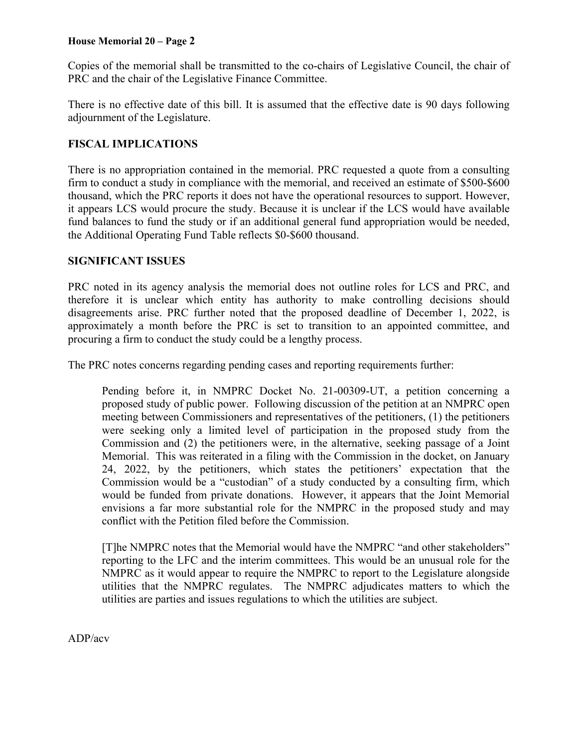Copies of the memorial shall be transmitted to the co-chairs of Legislative Council, the chair of PRC and the chair of the Legislative Finance Committee.

There is no effective date of this bill. It is assumed that the effective date is 90 days following adjournment of the Legislature.

**FISCAL IMPLICATIONS**

There is no appropriation contained in the memorial. PRC requested a quote from a consulting firm to conduct a study in compliance with the memorial, and received an estimate of $500-$600 thousand, which the PRC reports it does not have the operational resources to support. However, it appears LCS would procure the study. Because it is unclear if the LCS would have available fund balances to fund the study or if an additional general fund appropriation would be needed, the Additional Operating Fund Table reflects $0-$600 thousand.

**SIGNIFICANT ISSUES**

PRC noted in its agency analysis the memorial does not outline roles for LCS and PRC, and therefore it is unclear which entity has authority to make controlling decisions should disagreements arise. PRC further noted that the proposed deadline of December 1, 2022, is approximately a month before the PRC is set to transition to an appointed committee, and procuring a firm to conduct the study could be a lengthy process.

The PRC notes concerns regarding pending cases and reporting requirements further:

> Pending before it, in NMPRC Docket No. 21-00309-UT, a petition concerning a proposed study of public power. Following discussion of the petition at an NMPRC open meeting between Commissioners and representatives of the petitioners, (1) the petitioners were seeking only a limited level of participation in the proposed study from the Commission and (2) the petitioners were, in the alternative, seeking passage of a Joint Memorial. This was reiterated in a filing with the Commission in the docket, on January 24, 2022, by the petitioners, which states the petitioners' expectation that the Commission would be a "custodian" of a study conducted by a consulting firm, which would be funded from private donations. However, it appears that the Joint Memorial envisions a far more substantial role for the NMPRC in the proposed study and may conflict with the Petition filed before the Commission.
>
> [T]he NMPRC notes that the Memorial would have the NMPRC "and other stakeholders" reporting to the LFC and the interim committees. This would be an unusual role for the NMPRC as it would appear to require the NMPRC to report to the Legislature alongside utilities that the NMPRC regulates. The NMPRC adjudicates matters to which the utilities are parties and issues regulations to which the utilities are subject.

ADP/acv